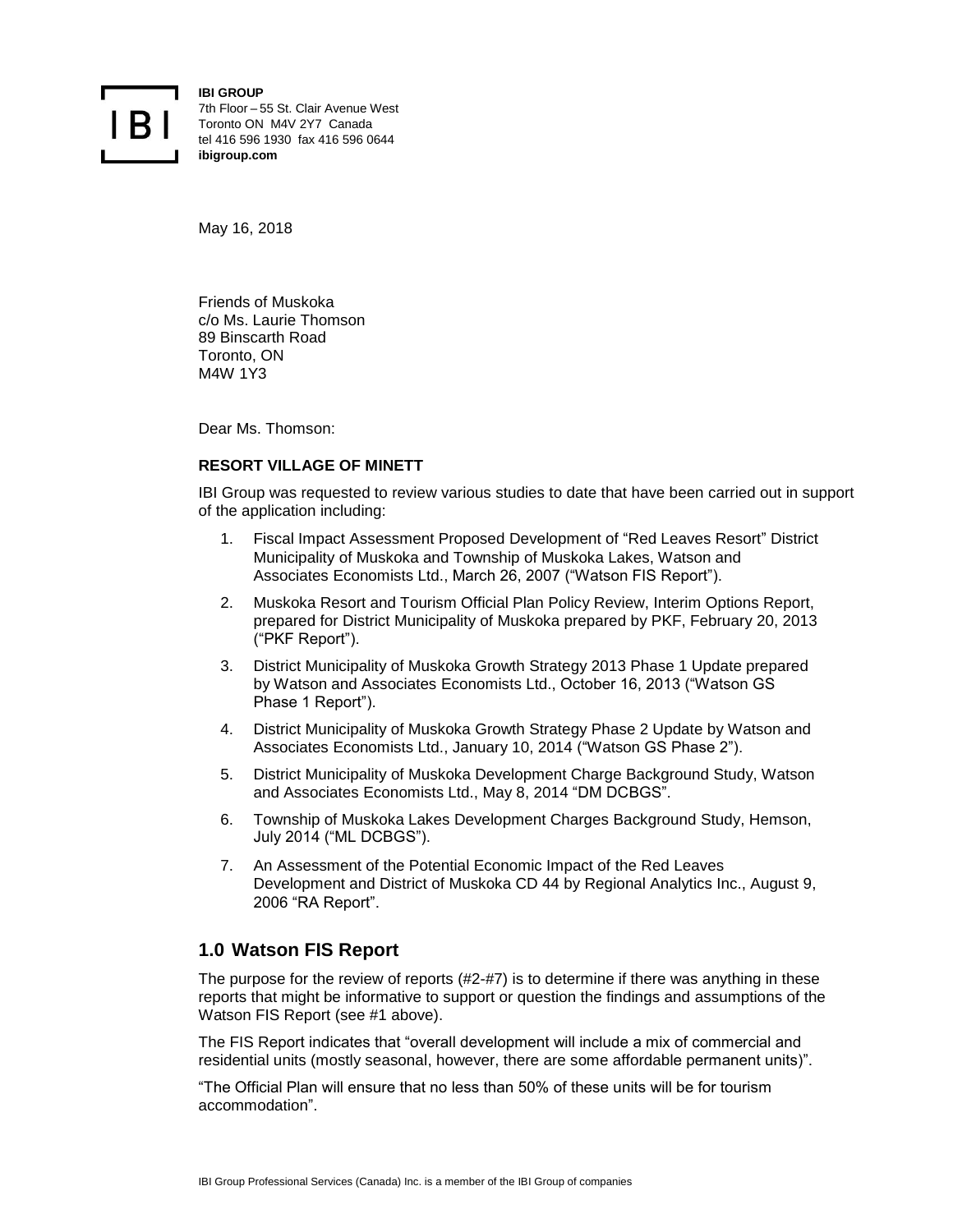**IBI GROUP**
7th Floor – 55 St. Clair Avenue West
Toronto ON M4V 2Y7 Canada
tel 416 596 1930 fax 416 596 0644
**ibigroup.com**

May 16, 2018

Friends of Muskoka
c/o Ms. Laurie Thomson
89 Binscarth Road
Toronto, ON
M4W 1Y3

Dear Ms. Thomson:

**RESORT VILLAGE OF MINETT**

IBI Group was requested to review various studies to date that have been carried out in support of the application including:

1. Fiscal Impact Assessment Proposed Development of "Red Leaves Resort" District Municipality of Muskoka and Township of Muskoka Lakes, Watson and Associates Economists Ltd., March 26, 2007 ("Watson FIS Report").
2. Muskoka Resort and Tourism Official Plan Policy Review, Interim Options Report, prepared for District Municipality of Muskoka prepared by PKF, February 20, 2013 ("PKF Report").
3. District Municipality of Muskoka Growth Strategy 2013 Phase 1 Update prepared by Watson and Associates Economists Ltd., October 16, 2013 ("Watson GS Phase 1 Report").
4. District Municipality of Muskoka Growth Strategy Phase 2 Update by Watson and Associates Economists Ltd., January 10, 2014 ("Watson GS Phase 2").
5. District Municipality of Muskoka Development Charge Background Study, Watson and Associates Economists Ltd., May 8, 2014 "DM DCBGS".
6. Township of Muskoka Lakes Development Charges Background Study, Hemson, July 2014 ("ML DCBGS").
7. An Assessment of the Potential Economic Impact of the Red Leaves Development and District of Muskoka CD 44 by Regional Analytics Inc., August 9, 2006 "RA Report".

## 1.0 Watson FIS Report

The purpose for the review of reports (#2-#7) is to determine if there was anything in these reports that might be informative to support or question the findings and assumptions of the Watson FIS Report (see #1 above).

The FIS Report indicates that "overall development will include a mix of commercial and residential units (mostly seasonal, however, there are some affordable permanent units)".

"The Official Plan will ensure that no less than 50% of these units will be for tourism accommodation".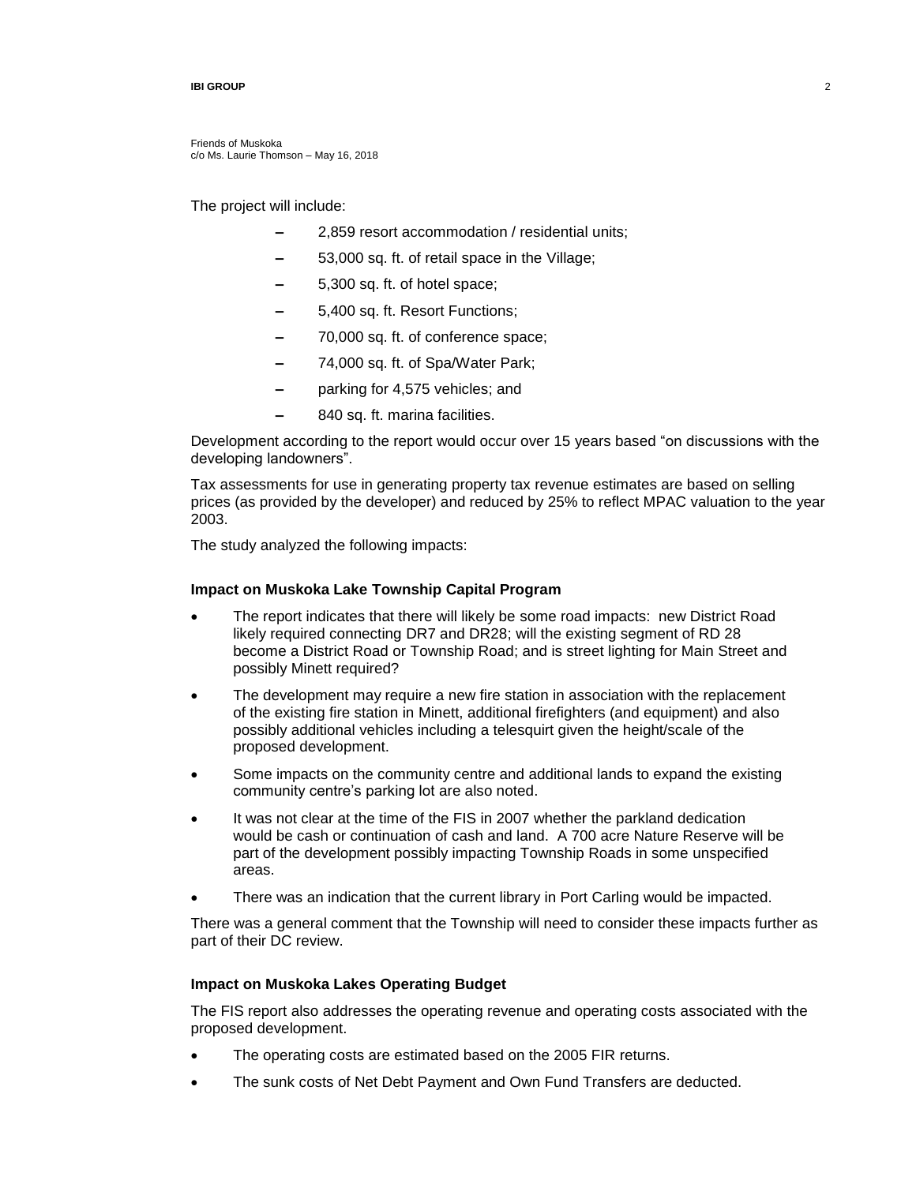Friends of Muskoka
c/o Ms. Laurie Thomson – May 16, 2018

The project will include:

- 2,859 resort accommodation / residential units;
- 53,000 sq. ft. of retail space in the Village;
- 5,300 sq. ft. of hotel space;
- 5,400 sq. ft. Resort Functions;
- 70,000 sq. ft. of conference space;
- 74,000 sq. ft. of Spa/Water Park;
- parking for 4,575 vehicles; and
- 840 sq. ft. marina facilities.

Development according to the report would occur over 15 years based "on discussions with the developing landowners".

Tax assessments for use in generating property tax revenue estimates are based on selling prices (as provided by the developer) and reduced by 25% to reflect MPAC valuation to the year 2003.

The study analyzed the following impacts:

**Impact on Muskoka Lake Township Capital Program**

- The report indicates that there will likely be some road impacts: new District Road likely required connecting DR7 and DR28; will the existing segment of RD 28 become a District Road or Township Road; and is street lighting for Main Street and possibly Minett required?
- The development may require a new fire station in association with the replacement of the existing fire station in Minett, additional firefighters (and equipment) and also possibly additional vehicles including a telesquirt given the height/scale of the proposed development.
- Some impacts on the community centre and additional lands to expand the existing community centre's parking lot are also noted.
- It was not clear at the time of the FIS in 2007 whether the parkland dedication would be cash or continuation of cash and land. A 700 acre Nature Reserve will be part of the development possibly impacting Township Roads in some unspecified areas.
- There was an indication that the current library in Port Carling would be impacted.

There was a general comment that the Township will need to consider these impacts further as part of their DC review.

**Impact on Muskoka Lakes Operating Budget**

The FIS report also addresses the operating revenue and operating costs associated with the proposed development.

- The operating costs are estimated based on the 2005 FIR returns.
- The sunk costs of Net Debt Payment and Own Fund Transfers are deducted.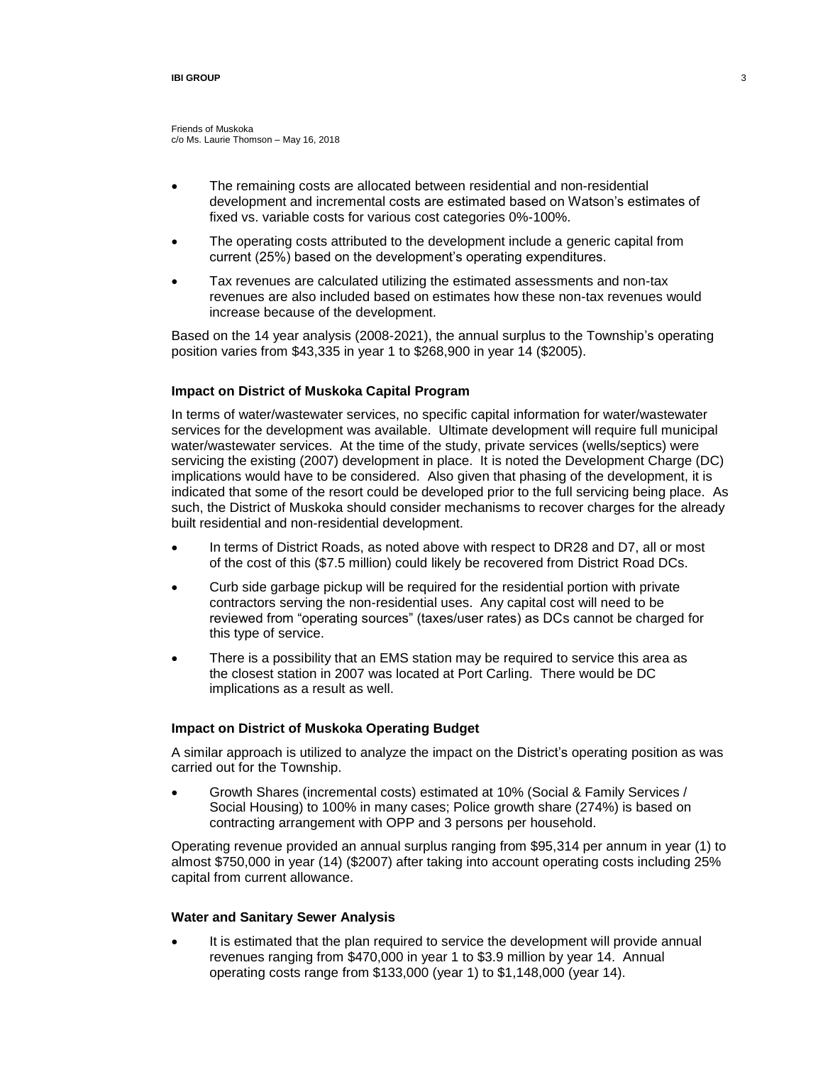Friends of Muskoka
c/o Ms. Laurie Thomson – May 16, 2018

- The remaining costs are allocated between residential and non-residential development and incremental costs are estimated based on Watson's estimates of fixed vs. variable costs for various cost categories 0%-100%.
- The operating costs attributed to the development include a generic capital from current (25%) based on the development's operating expenditures.
- Tax revenues are calculated utilizing the estimated assessments and non-tax revenues are also included based on estimates how these non-tax revenues would increase because of the development.

Based on the 14 year analysis (2008-2021), the annual surplus to the Township's operating position varies from $43,335 in year 1 to $268,900 in year 14 ($2005).

### Impact on District of Muskoka Capital Program

In terms of water/wastewater services, no specific capital information for water/wastewater services for the development was available. Ultimate development will require full municipal water/wastewater services. At the time of the study, private services (wells/septics) were servicing the existing (2007) development in place. It is noted the Development Charge (DC) implications would have to be considered. Also given that phasing of the development, it is indicated that some of the resort could be developed prior to the full servicing being place. As such, the District of Muskoka should consider mechanisms to recover charges for the already built residential and non-residential development.

- In terms of District Roads, as noted above with respect to DR28 and D7, all or most of the cost of this ($7.5 million) could likely be recovered from District Road DCs.
- Curb side garbage pickup will be required for the residential portion with private contractors serving the non-residential uses. Any capital cost will need to be reviewed from "operating sources" (taxes/user rates) as DCs cannot be charged for this type of service.
- There is a possibility that an EMS station may be required to service this area as the closest station in 2007 was located at Port Carling. There would be DC implications as a result as well.

### Impact on District of Muskoka Operating Budget

A similar approach is utilized to analyze the impact on the District's operating position as was carried out for the Township.

- Growth Shares (incremental costs) estimated at 10% (Social & Family Services / Social Housing) to 100% in many cases; Police growth share (274%) is based on contracting arrangement with OPP and 3 persons per household.

Operating revenue provided an annual surplus ranging from $95,314 per annum in year (1) to almost $750,000 in year (14) ($2007) after taking into account operating costs including 25% capital from current allowance.

### Water and Sanitary Sewer Analysis

- It is estimated that the plan required to service the development will provide annual revenues ranging from $470,000 in year 1 to $3.9 million by year 14. Annual operating costs range from $133,000 (year 1) to $1,148,000 (year 14).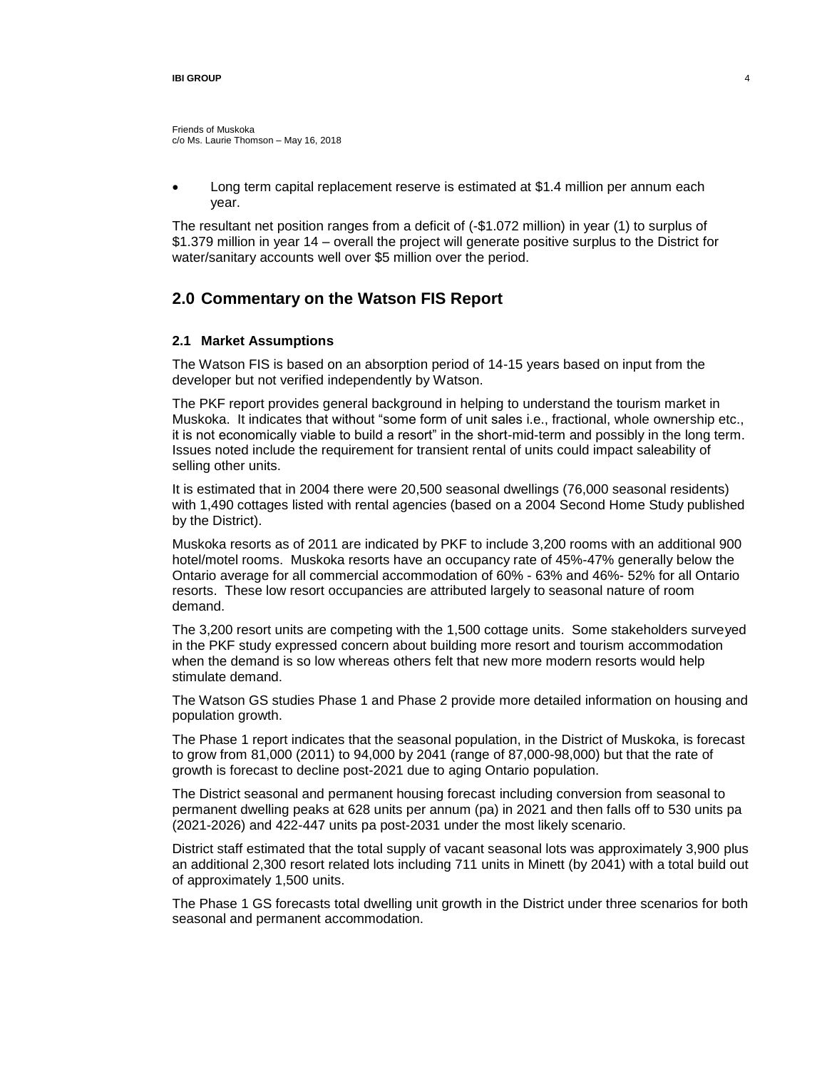Friends of Muskoka
c/o Ms. Laurie Thomson – May 16, 2018

- Long term capital replacement reserve is estimated at $1.4 million per annum each year.

The resultant net position ranges from a deficit of (-$1.072 million) in year (1) to surplus of $1.379 million in year 14 – overall the project will generate positive surplus to the District for water/sanitary accounts well over $5 million over the period.

## 2.0 Commentary on the Watson FIS Report

### 2.1 Market Assumptions

The Watson FIS is based on an absorption period of 14-15 years based on input from the developer but not verified independently by Watson.

The PKF report provides general background in helping to understand the tourism market in Muskoka. It indicates that without "some form of unit sales i.e., fractional, whole ownership etc., it is not economically viable to build a resort" in the short-mid-term and possibly in the long term. Issues noted include the requirement for transient rental of units could impact saleability of selling other units.

It is estimated that in 2004 there were 20,500 seasonal dwellings (76,000 seasonal residents) with 1,490 cottages listed with rental agencies (based on a 2004 Second Home Study published by the District).

Muskoka resorts as of 2011 are indicated by PKF to include 3,200 rooms with an additional 900 hotel/motel rooms. Muskoka resorts have an occupancy rate of 45%-47% generally below the Ontario average for all commercial accommodation of 60% - 63% and 46%- 52% for all Ontario resorts. These low resort occupancies are attributed largely to seasonal nature of room demand.

The 3,200 resort units are competing with the 1,500 cottage units. Some stakeholders surveyed in the PKF study expressed concern about building more resort and tourism accommodation when the demand is so low whereas others felt that new more modern resorts would help stimulate demand.

The Watson GS studies Phase 1 and Phase 2 provide more detailed information on housing and population growth.

The Phase 1 report indicates that the seasonal population, in the District of Muskoka, is forecast to grow from 81,000 (2011) to 94,000 by 2041 (range of 87,000-98,000) but that the rate of growth is forecast to decline post-2021 due to aging Ontario population.

The District seasonal and permanent housing forecast including conversion from seasonal to permanent dwelling peaks at 628 units per annum (pa) in 2021 and then falls off to 530 units pa (2021-2026) and 422-447 units pa post-2031 under the most likely scenario.

District staff estimated that the total supply of vacant seasonal lots was approximately 3,900 plus an additional 2,300 resort related lots including 711 units in Minett (by 2041) with a total build out of approximately 1,500 units.

The Phase 1 GS forecasts total dwelling unit growth in the District under three scenarios for both seasonal and permanent accommodation.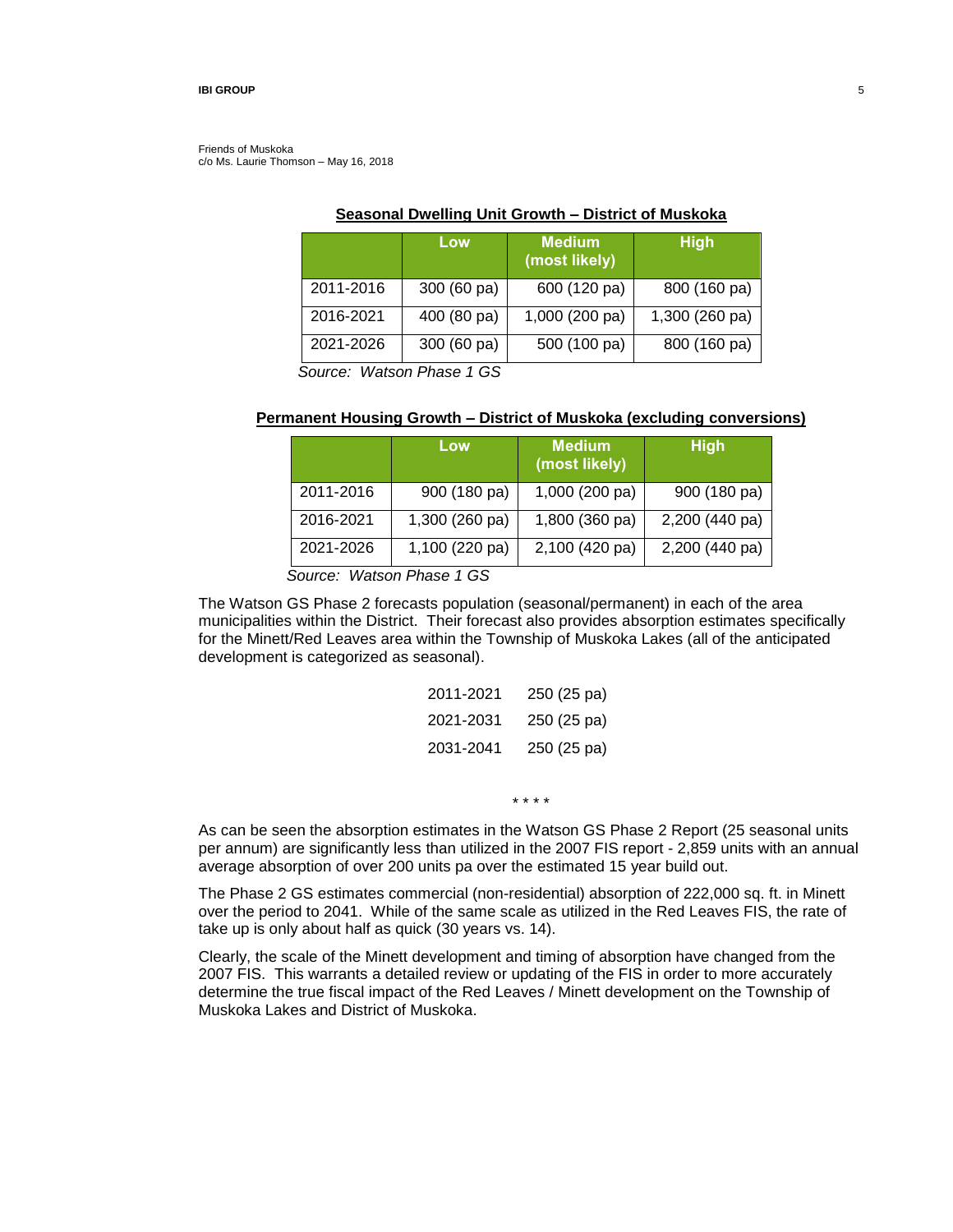Friends of Muskoka
c/o Ms. Laurie Thomson – May 16, 2018

**Seasonal Dwelling Unit Growth – District of Muskoka**

| | Low | Medium (most likely) | High |
|---|---|---|---|
| 2011-2016 | 300 (60 pa) | 600 (120 pa) | 800 (160 pa) |
| 2016-2021 | 400 (80 pa) | 1,000 (200 pa) | 1,300 (260 pa) |
| 2021-2026 | 300 (60 pa) | 500 (100 pa) | 800 (160 pa) |

*Source: Watson Phase 1 GS*

**Permanent Housing Growth – District of Muskoka (excluding conversions)**

| | Low | Medium (most likely) | High |
|---|---|---|---|
| 2011-2016 | 900 (180 pa) | 1,000 (200 pa) | 900 (180 pa) |
| 2016-2021 | 1,300 (260 pa) | 1,800 (360 pa) | 2,200 (440 pa) |
| 2021-2026 | 1,100 (220 pa) | 2,100 (420 pa) | 2,200 (440 pa) |

*Source: Watson Phase 1 GS*

The Watson GS Phase 2 forecasts population (seasonal/permanent) in each of the area municipalities within the District. Their forecast also provides absorption estimates specifically for the Minett/Red Leaves area within the Township of Muskoka Lakes (all of the anticipated development is categorized as seasonal).

| | |
|---|---|
| 2011-2021 | 250 (25 pa) |
| 2021-2031 | 250 (25 pa) |
| 2031-2041 | 250 (25 pa) |

\* \* \* \*

As can be seen the absorption estimates in the Watson GS Phase 2 Report (25 seasonal units per annum) are significantly less than utilized in the 2007 FIS report - 2,859 units with an annual average absorption of over 200 units pa over the estimated 15 year build out.

The Phase 2 GS estimates commercial (non-residential) absorption of 222,000 sq. ft. in Minett over the period to 2041. While of the same scale as utilized in the Red Leaves FIS, the rate of take up is only about half as quick (30 years vs. 14).

Clearly, the scale of the Minett development and timing of absorption have changed from the 2007 FIS. This warrants a detailed review or updating of the FIS in order to more accurately determine the true fiscal impact of the Red Leaves / Minett development on the Township of Muskoka Lakes and District of Muskoka.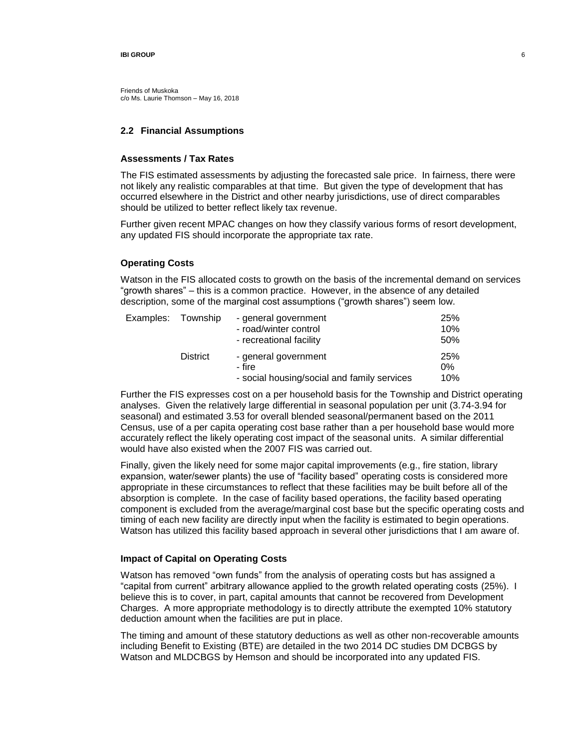Friends of Muskoka
c/o Ms. Laurie Thomson – May 16, 2018

## 2.2 Financial Assumptions

### Assessments / Tax Rates

The FIS estimated assessments by adjusting the forecasted sale price. In fairness, there were not likely any realistic comparables at that time. But given the type of development that has occurred elsewhere in the District and other nearby jurisdictions, use of direct comparables should be utilized to better reflect likely tax revenue.

Further given recent MPAC changes on how they classify various forms of resort development, any updated FIS should incorporate the appropriate tax rate.

### Operating Costs

Watson in the FIS allocated costs to growth on the basis of the incremental demand on services "growth shares" – this is a common practice. However, in the absence of any detailed description, some of the marginal cost assumptions ("growth shares") seem low.

| Examples: | | | |
|---|---|---|---|
| | Township | - general government | 25% |
| | | - road/winter control | 10% |
| | | - recreational facility | 50% |
| | District | - general government | 25% |
| | | - fire | 0% |
| | | - social housing/social and family services | 10% |

Further the FIS expresses cost on a per household basis for the Township and District operating analyses. Given the relatively large differential in seasonal population per unit (3.74-3.94 for seasonal) and estimated 3.53 for overall blended seasonal/permanent based on the 2011 Census, use of a per capita operating cost base rather than a per household base would more accurately reflect the likely operating cost impact of the seasonal units. A similar differential would have also existed when the 2007 FIS was carried out.

Finally, given the likely need for some major capital improvements (e.g., fire station, library expansion, water/sewer plants) the use of "facility based" operating costs is considered more appropriate in these circumstances to reflect that these facilities may be built before all of the absorption is complete. In the case of facility based operations, the facility based operating component is excluded from the average/marginal cost base but the specific operating costs and timing of each new facility are directly input when the facility is estimated to begin operations. Watson has utilized this facility based approach in several other jurisdictions that I am aware of.

### Impact of Capital on Operating Costs

Watson has removed "own funds" from the analysis of operating costs but has assigned a "capital from current" arbitrary allowance applied to the growth related operating costs (25%). I believe this is to cover, in part, capital amounts that cannot be recovered from Development Charges. A more appropriate methodology is to directly attribute the exempted 10% statutory deduction amount when the facilities are put in place.

The timing and amount of these statutory deductions as well as other non-recoverable amounts including Benefit to Existing (BTE) are detailed in the two 2014 DC studies DM DCBGS by Watson and MLDCBGS by Hemson and should be incorporated into any updated FIS.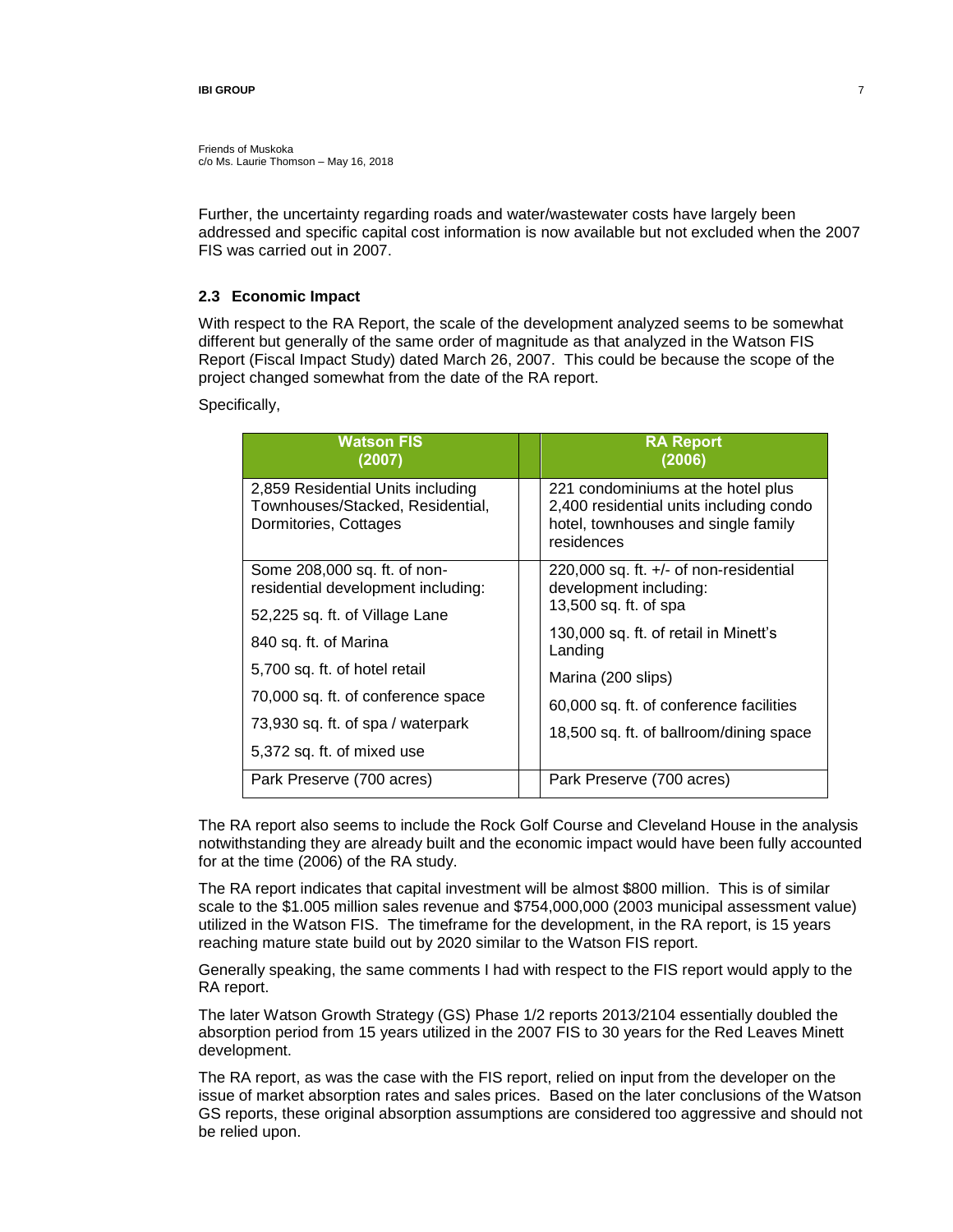Friends of Muskoka
c/o Ms. Laurie Thomson – May 16, 2018

Further, the uncertainty regarding roads and water/wastewater costs have largely been addressed and specific capital cost information is now available but not excluded when the 2007 FIS was carried out in 2007.

### 2.3 Economic Impact

With respect to the RA Report, the scale of the development analyzed seems to be somewhat different but generally of the same order of magnitude as that analyzed in the Watson FIS Report (Fiscal Impact Study) dated March 26, 2007. This could be because the scope of the project changed somewhat from the date of the RA report.

Specifically,

| Watson FIS (2007) | | RA Report (2006) |
|---|---|---|
| 2,859 Residential Units including Townhouses/Stacked, Residential, Dormitories, Cottages | | 221 condominiums at the hotel plus 2,400 residential units including condo hotel, townhouses and single family residences |
| Some 208,000 sq. ft. of non-residential development including:<br>52,225 sq. ft. of Village Lane<br>840 sq. ft. of Marina<br>5,700 sq. ft. of hotel retail<br>70,000 sq. ft. of conference space<br>73,930 sq. ft. of spa / waterpark<br>5,372 sq. ft. of mixed use | | 220,000 sq. ft. +/- of non-residential development including:<br>13,500 sq. ft. of spa<br>130,000 sq. ft. of retail in Minett's Landing<br>Marina (200 slips)<br>60,000 sq. ft. of conference facilities<br>18,500 sq. ft. of ballroom/dining space |
| Park Preserve (700 acres) | | Park Preserve (700 acres) |

The RA report also seems to include the Rock Golf Course and Cleveland House in the analysis notwithstanding they are already built and the economic impact would have been fully accounted for at the time (2006) of the RA study.

The RA report indicates that capital investment will be almost $800 million. This is of similar scale to the $1.005 million sales revenue and $754,000,000 (2003 municipal assessment value) utilized in the Watson FIS. The timeframe for the development, in the RA report, is 15 years reaching mature state build out by 2020 similar to the Watson FIS report.

Generally speaking, the same comments I had with respect to the FIS report would apply to the RA report.

The later Watson Growth Strategy (GS) Phase 1/2 reports 2013/2104 essentially doubled the absorption period from 15 years utilized in the 2007 FIS to 30 years for the Red Leaves Minett development.

The RA report, as was the case with the FIS report, relied on input from the developer on the issue of market absorption rates and sales prices. Based on the later conclusions of the Watson GS reports, these original absorption assumptions are considered too aggressive and should not be relied upon.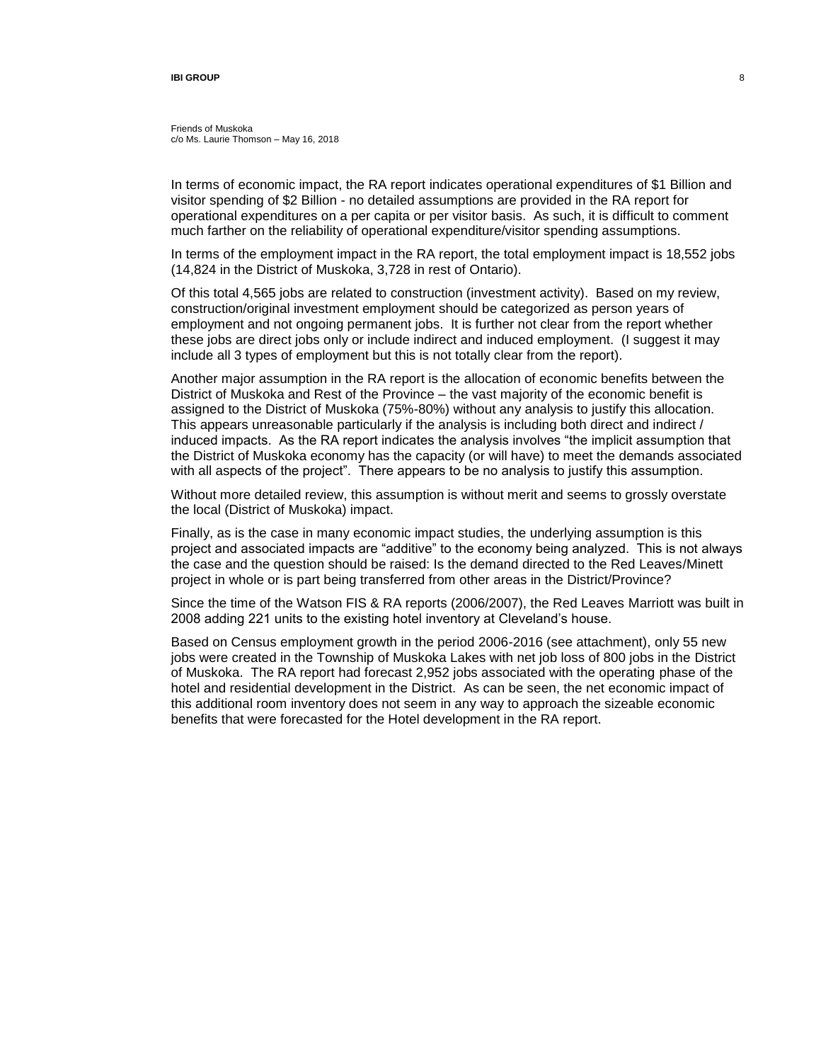Friends of Muskoka
c/o Ms. Laurie Thomson – May 16, 2018

In terms of economic impact, the RA report indicates operational expenditures of $1 Billion and visitor spending of $2 Billion - no detailed assumptions are provided in the RA report for operational expenditures on a per capita or per visitor basis. As such, it is difficult to comment much farther on the reliability of operational expenditure/visitor spending assumptions.

In terms of the employment impact in the RA report, the total employment impact is 18,552 jobs (14,824 in the District of Muskoka, 3,728 in rest of Ontario).

Of this total 4,565 jobs are related to construction (investment activity). Based on my review, construction/original investment employment should be categorized as person years of employment and not ongoing permanent jobs. It is further not clear from the report whether these jobs are direct jobs only or include indirect and induced employment. (I suggest it may include all 3 types of employment but this is not totally clear from the report).

Another major assumption in the RA report is the allocation of economic benefits between the District of Muskoka and Rest of the Province – the vast majority of the economic benefit is assigned to the District of Muskoka (75%-80%) without any analysis to justify this allocation. This appears unreasonable particularly if the analysis is including both direct and indirect / induced impacts. As the RA report indicates the analysis involves "the implicit assumption that the District of Muskoka economy has the capacity (or will have) to meet the demands associated with all aspects of the project". There appears to be no analysis to justify this assumption.

Without more detailed review, this assumption is without merit and seems to grossly overstate the local (District of Muskoka) impact.

Finally, as is the case in many economic impact studies, the underlying assumption is this project and associated impacts are "additive" to the economy being analyzed. This is not always the case and the question should be raised: Is the demand directed to the Red Leaves/Minett project in whole or is part being transferred from other areas in the District/Province?

Since the time of the Watson FIS & RA reports (2006/2007), the Red Leaves Marriott was built in 2008 adding 221 units to the existing hotel inventory at Cleveland's house.

Based on Census employment growth in the period 2006-2016 (see attachment), only 55 new jobs were created in the Township of Muskoka Lakes with net job loss of 800 jobs in the District of Muskoka. The RA report had forecast 2,952 jobs associated with the operating phase of the hotel and residential development in the District. As can be seen, the net economic impact of this additional room inventory does not seem in any way to approach the sizeable economic benefits that were forecasted for the Hotel development in the RA report.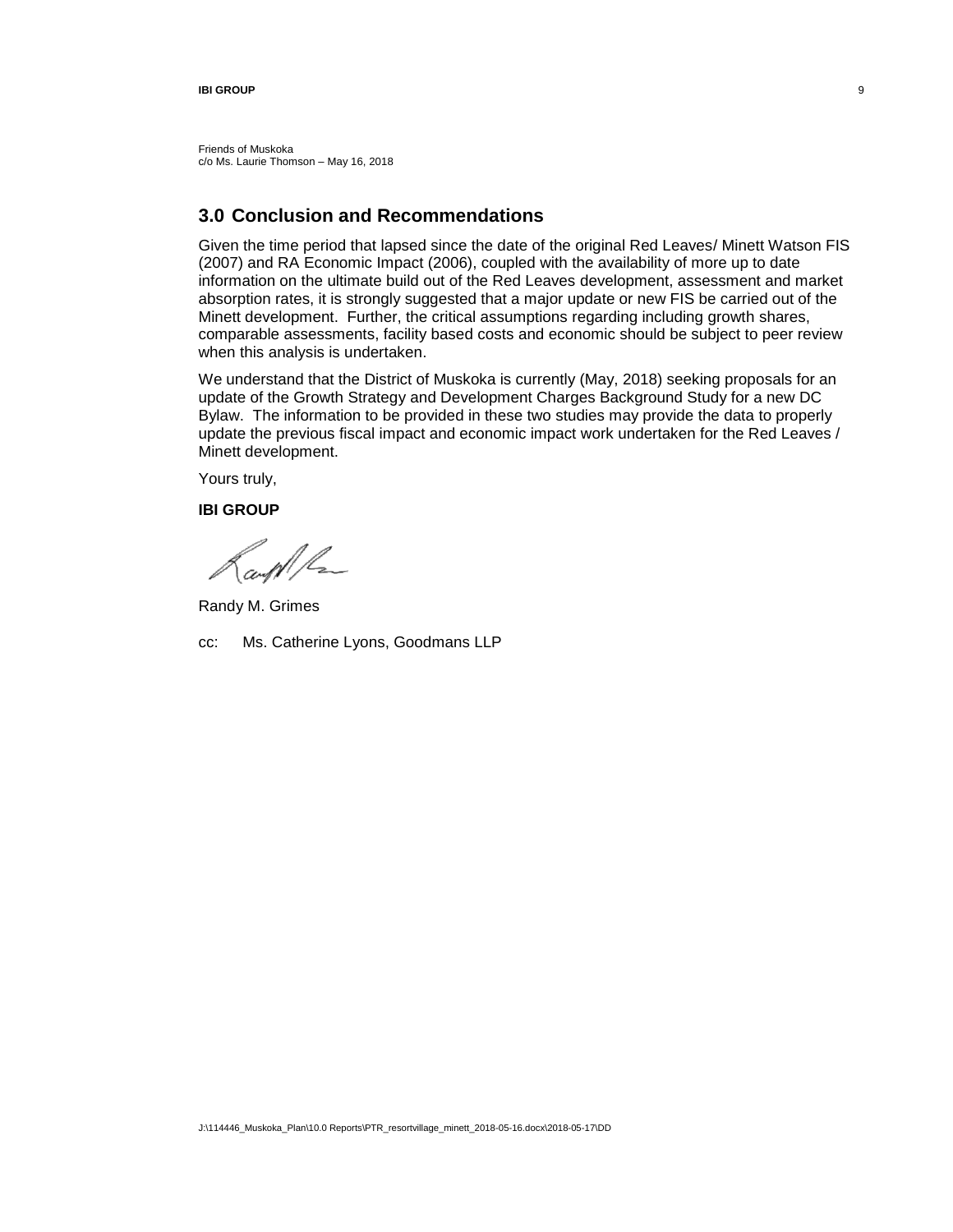Friends of Muskoka
c/o Ms. Laurie Thomson – May 16, 2018

## 3.0 Conclusion and Recommendations

Given the time period that lapsed since the date of the original Red Leaves/ Minett Watson FIS (2007) and RA Economic Impact (2006), coupled with the availability of more up to date information on the ultimate build out of the Red Leaves development, assessment and market absorption rates, it is strongly suggested that a major update or new FIS be carried out of the Minett development. Further, the critical assumptions regarding including growth shares, comparable assessments, facility based costs and economic should be subject to peer review when this analysis is undertaken.

We understand that the District of Muskoka is currently (May, 2018) seeking proposals for an update of the Growth Strategy and Development Charges Background Study for a new DC Bylaw. The information to be provided in these two studies may provide the data to properly update the previous fiscal impact and economic impact work undertaken for the Red Leaves / Minett development.

Yours truly,

**IBI GROUP**

Randy M. Grimes

cc: Ms. Catherine Lyons, Goodmans LLP

J:\114446_Muskoka_Plan\10.0 Reports\PTR_resortvillage_minett_2018-05-16.docx\2018-05-17\DD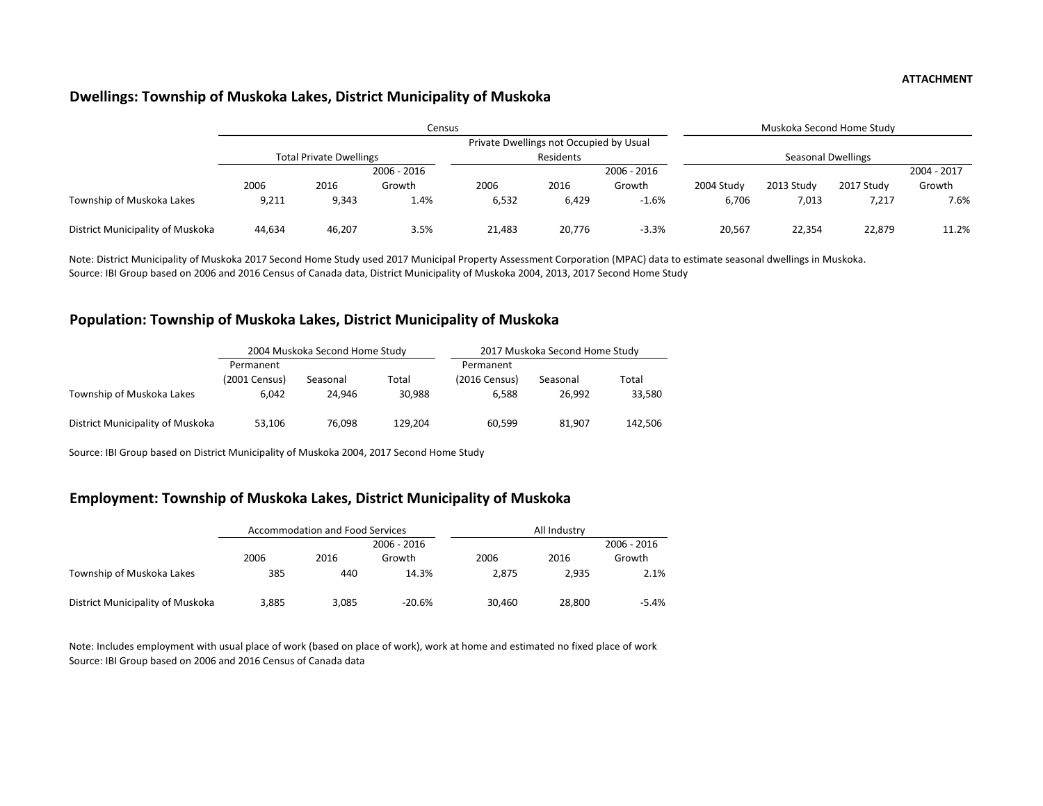**ATTACHMENT**

## Dwellings: Township of Muskoka Lakes, District Municipality of Muskoka

| | Census | | | | | | Muskoka Second Home Study | | | |
|---|---|---|---|---|---|---|---|---|---|---|
| | Total Private Dwellings | | | Private Dwellings not Occupied by Usual Residents | | | Seasonal Dwellings | | | |
| | 2006 | 2016 | 2006 - 2016 Growth | 2006 | 2016 | 2006 - 2016 Growth | 2004 Study | 2013 Study | 2017 Study | 2004 - 2017 Growth |
| Township of Muskoka Lakes | 9,211 | 9,343 | 1.4% | 6,532 | 6,429 | -1.6% | 6,706 | 7,013 | 7,217 | 7.6% |
| District Municipality of Muskoka | 44,634 | 46,207 | 3.5% | 21,483 | 20,776 | -3.3% | 20,567 | 22,354 | 22,879 | 11.2% |

Note: District Municipality of Muskoka 2017 Second Home Study used 2017 Municipal Property Assessment Corporation (MPAC) data to estimate seasonal dwellings in Muskoka.
Source: IBI Group based on 2006 and 2016 Census of Canada data, District Municipality of Muskoka 2004, 2013, 2017 Second Home Study

## Population: Township of Muskoka Lakes, District Municipality of Muskoka

| | 2004 Muskoka Second Home Study | | | 2017 Muskoka Second Home Study | | |
|---|---|---|---|---|---|---|
| | Permanent (2001 Census) | Seasonal | Total | Permanent (2016 Census) | Seasonal | Total |
| Township of Muskoka Lakes | 6,042 | 24,946 | 30,988 | 6,588 | 26,992 | 33,580 |
| District Municipality of Muskoka | 53,106 | 76,098 | 129,204 | 60,599 | 81,907 | 142,506 |

Source: IBI Group based on District Municipality of Muskoka 2004, 2017 Second Home Study

## Employment: Township of Muskoka Lakes, District Municipality of Muskoka

| | Accommodation and Food Services | | | All Industry | | |
|---|---|---|---|---|---|---|
| | 2006 | 2016 | 2006 - 2016 Growth | 2006 | 2016 | 2006 - 2016 Growth |
| Township of Muskoka Lakes | 385 | 440 | 14.3% | 2,875 | 2,935 | 2.1% |
| District Municipality of Muskoka | 3,885 | 3,085 | -20.6% | 30,460 | 28,800 | -5.4% |

Note: Includes employment with usual place of work (based on place of work), work at home and estimated no fixed place of work
Source: IBI Group based on 2006 and 2016 Census of Canada data